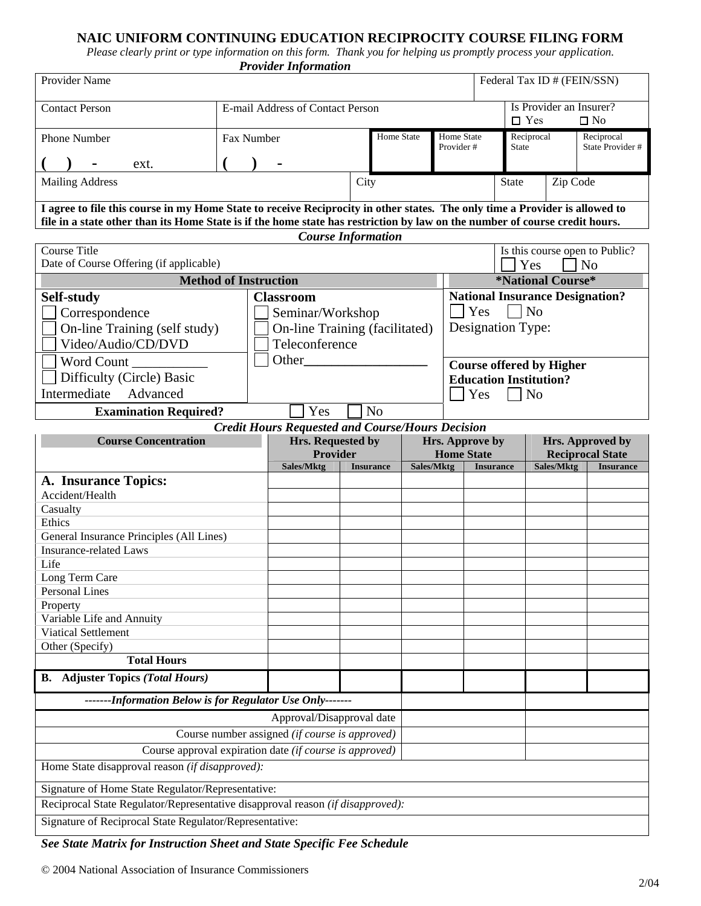# NAIC UNIFORM CONTINUING EDUCATION RECIPROCITY COURSE FILING FORM

*Please clearly print or type information on this form. Thank you for helping us promptly process your application.*

***Provider Information***

| Provider Name | | | | | Federal Tax ID # (FEIN/SSN) |
|---|---|---|---|---|---|
| Contact Person | E-mail Address of Contact Person | | | | Is Provider an Insurer? ☐ Yes ☐ No |
| Phone Number ( ) - ext. | Fax Number ( ) - | Home State | Home State Provider # | Reciprocal State | Reciprocal State Provider # |
| Mailing Address | | City | | State | Zip Code |

**I agree to file this course in my Home State to receive Reciprocity in other states. The only time a Provider is allowed to file in a state other than its Home State is if the home state has restriction by law on the number of course credit hours.**

***Course Information***

| Course Title<br>Date of Course Offering (if applicable) | Is this course open to Public? ☐ Yes ☐ No |
|---|---|

| Method of Instruction | | *National Course* |
|---|---|---|
| **Self-study**<br>☐ Correspondence<br>☐ On-line Training (self study)<br>☐ Video/Audio/CD/DVD<br>☐ Word Count ___________<br>☐ Difficulty (Circle) Basic Intermediate Advanced | **Classroom**<br>☐ Seminar/Workshop<br>☐ On-line Training (facilitated)<br>☐ Teleconference<br>☐ Other___________________ | **National Insurance Designation?** ☐ Yes ☐ No<br>Designation Type:<br><br>**Course offered by Higher Education Institution?** ☐ Yes ☐ No |
| **Examination Required?** ☐ Yes ☐ No | | |

***Credit Hours Requested and Course/Hours Decision***

| Course Concentration | Hrs. Requested by Provider | | Hrs. Approve by Home State | | Hrs. Approved by Reciprocal State | |
|---|---|---|---|---|---|---|
| | Sales/Mktg | Insurance | Sales/Mktg | Insurance | Sales/Mktg | Insurance |
| **A. Insurance Topics:** | | | | | | |
| Accident/Health | | | | | | |
| Casualty | | | | | | |
| Ethics | | | | | | |
| General Insurance Principles (All Lines) | | | | | | |
| Insurance-related Laws | | | | | | |
| Life | | | | | | |
| Long Term Care | | | | | | |
| Personal Lines | | | | | | |
| Property | | | | | | |
| Variable Life and Annuity | | | | | | |
| Viatical Settlement | | | | | | |
| Other (Specify) | | | | | | |
| **Total Hours** | | | | | | |
| **B. Adjuster Topics *(Total Hours)*** | | | | | | |

| *-------Information Below is for Regulator Use Only-------* | | |
|---|---|---|
| Approval/Disapproval date | | |
| Course number assigned *(if course is approved)* | | |
| Course approval expiration date *(if course is approved)* | | |

Home State disapproval reason *(if disapproved):*

Signature of Home State Regulator/Representative:

Reciprocal State Regulator/Representative disapproval reason *(if disapproved):*

Signature of Reciprocal State Regulator/Representative:

***See State Matrix for Instruction Sheet and State Specific Fee Schedule***

© 2004 National Association of Insurance Commissioners

2/04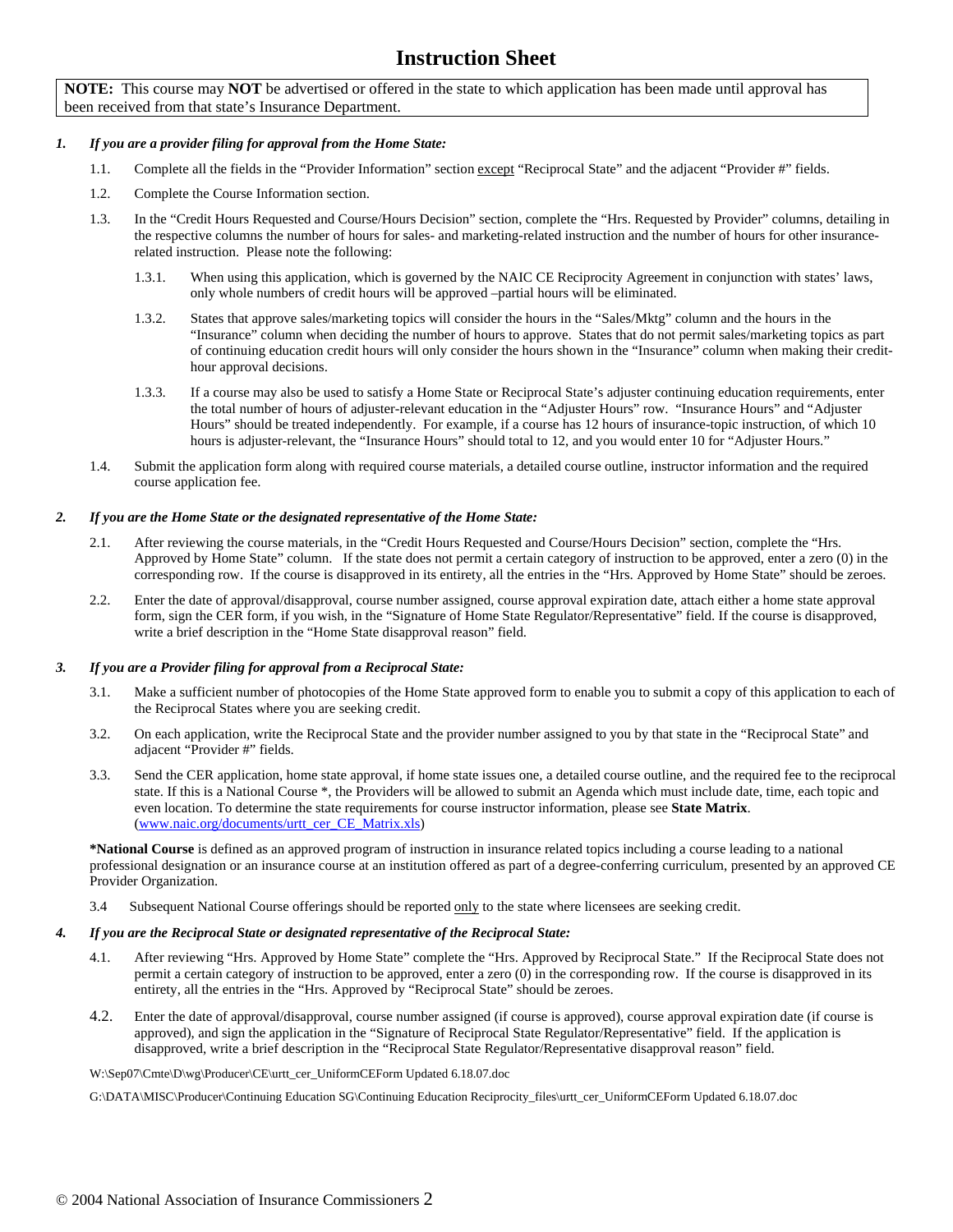# Instruction Sheet

**NOTE:** This course may **NOT** be advertised or offered in the state to which application has been made until approval has been received from that state's Insurance Department.

***1. If you are a provider filing for approval from the Home State:***

1.1. Complete all the fields in the "Provider Information" section except "Reciprocal State" and the adjacent "Provider #" fields.

1.2. Complete the Course Information section.

1.3. In the "Credit Hours Requested and Course/Hours Decision" section, complete the "Hrs. Requested by Provider" columns, detailing in the respective columns the number of hours for sales- and marketing-related instruction and the number of hours for other insurance-related instruction. Please note the following:

1.3.1. When using this application, which is governed by the NAIC CE Reciprocity Agreement in conjunction with states' laws, only whole numbers of credit hours will be approved –partial hours will be eliminated.

1.3.2. States that approve sales/marketing topics will consider the hours in the "Sales/Mktg" column and the hours in the "Insurance" column when deciding the number of hours to approve. States that do not permit sales/marketing topics as part of continuing education credit hours will only consider the hours shown in the "Insurance" column when making their credit-hour approval decisions.

1.3.3. If a course may also be used to satisfy a Home State or Reciprocal State's adjuster continuing education requirements, enter the total number of hours of adjuster-relevant education in the "Adjuster Hours" row. "Insurance Hours" and "Adjuster Hours" should be treated independently. For example, if a course has 12 hours of insurance-topic instruction, of which 10 hours is adjuster-relevant, the "Insurance Hours" should total to 12, and you would enter 10 for "Adjuster Hours."

1.4. Submit the application form along with required course materials, a detailed course outline, instructor information and the required course application fee.

***2. If you are the Home State or the designated representative of the Home State:***

2.1. After reviewing the course materials, in the "Credit Hours Requested and Course/Hours Decision" section, complete the "Hrs. Approved by Home State" column. If the state does not permit a certain category of instruction to be approved, enter a zero (0) in the corresponding row. If the course is disapproved in its entirety, all the entries in the "Hrs. Approved by Home State" should be zeroes.

2.2. Enter the date of approval/disapproval, course number assigned, course approval expiration date, attach either a home state approval form, sign the CER form, if you wish, in the "Signature of Home State Regulator/Representative" field. If the course is disapproved, write a brief description in the "Home State disapproval reason" field.

***3. If you are a Provider filing for approval from a Reciprocal State:***

3.1. Make a sufficient number of photocopies of the Home State approved form to enable you to submit a copy of this application to each of the Reciprocal States where you are seeking credit.

3.2. On each application, write the Reciprocal State and the provider number assigned to you by that state in the "Reciprocal State" and adjacent "Provider #" fields.

3.3. Send the CER application, home state approval, if home state issues one, a detailed course outline, and the required fee to the reciprocal state. If this is a National Course *, the Providers will be allowed to submit an Agenda which must include date, time, each topic and even location. To determine the state requirements for course instructor information, please see **State Matrix**. (www.naic.org/documents/urtt_cer_CE_Matrix.xls)

***National Course** is defined as an approved program of instruction in insurance related topics including a course leading to a national professional designation or an insurance course at an institution offered as part of a degree-conferring curriculum, presented by an approved CE Provider Organization.

3.4 Subsequent National Course offerings should be reported only to the state where licensees are seeking credit.

***4. If you are the Reciprocal State or designated representative of the Reciprocal State:***

4.1. After reviewing "Hrs. Approved by Home State" complete the "Hrs. Approved by Reciprocal State." If the Reciprocal State does not permit a certain category of instruction to be approved, enter a zero (0) in the corresponding row. If the course is disapproved in its entirety, all the entries in the "Hrs. Approved by "Reciprocal State" should be zeroes.

4.2. Enter the date of approval/disapproval, course number assigned (if course is approved), course approval expiration date (if course is approved), and sign the application in the "Signature of Reciprocal State Regulator/Representative" field. If the application is disapproved, write a brief description in the "Reciprocal State Regulator/Representative disapproval reason" field.

W:\Sep07\Cmte\D\wg\Producer\CE\urtt_cer_UniformCEForm Updated 6.18.07.doc

G:\DATA\MISC\Producer\Continuing Education SG\Continuing Education Reciprocity_files\urtt_cer_UniformCEForm Updated 6.18.07.doc

© 2004 National Association of Insurance Commissioners